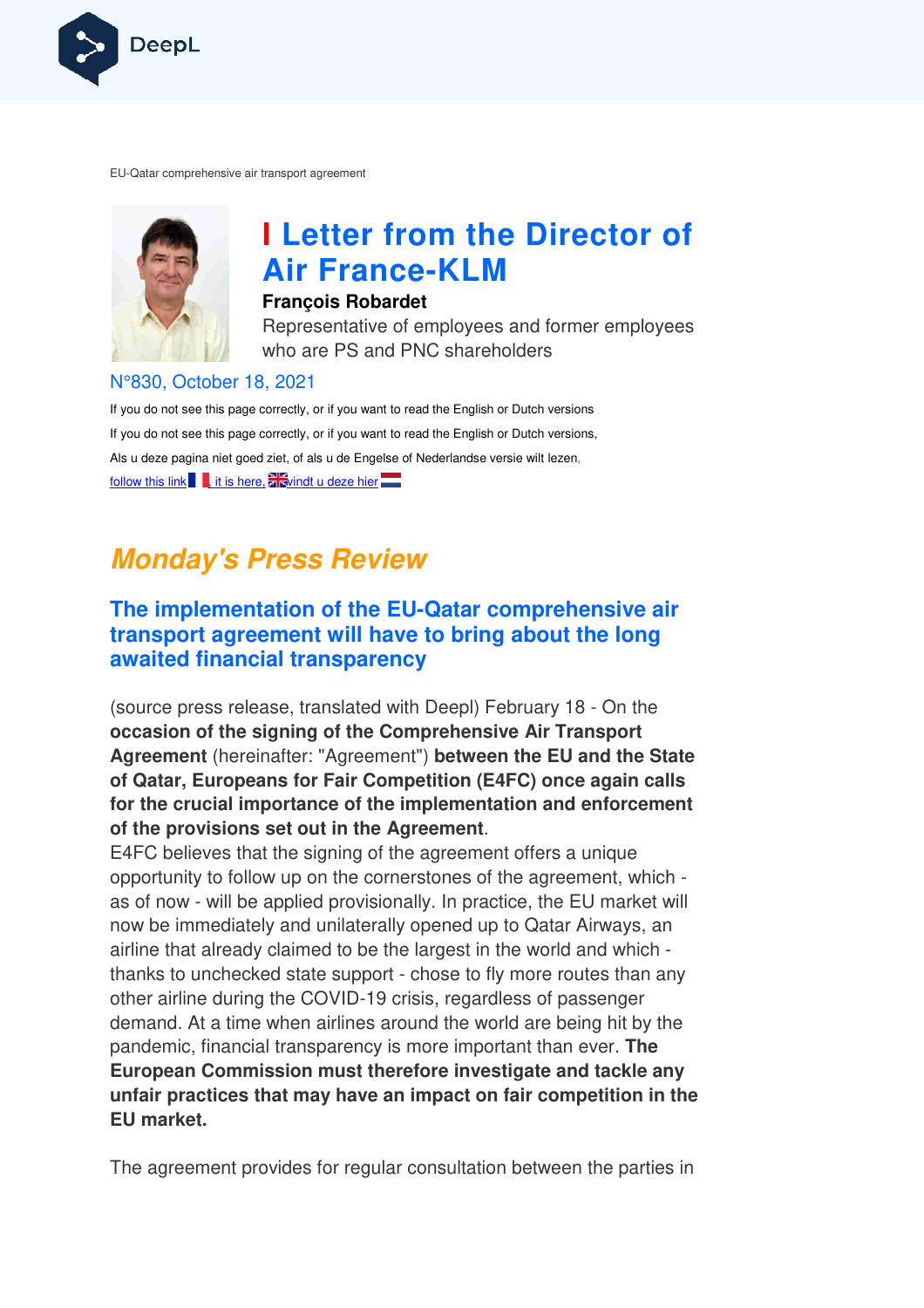EU-Qatar comprehensive air transport agreement

# Letter from the Director of Air France-KLM

**François Robardet**

Representative of employees and former employees who are PS and PNC shareholders

N°830, October 18, 2021

If you do not see this page correctly, or if you want to read the English or Dutch versions

If you do not see this page correctly, or if you want to read the English or Dutch versions,

Als u deze pagina niet goed ziet, of als u de Engelse of Nederlandse versie wilt lezen,

follow this link, it is here, vindt u deze hier

## *Monday's Press Review*

### The implementation of the EU-Qatar comprehensive air transport agreement will have to bring about the long awaited financial transparency

(source press release, translated with Deepl) February 18 - On the **occasion of the signing of the Comprehensive Air Transport Agreement** (hereinafter: "Agreement") **between the EU and the State of Qatar, Europeans for Fair Competition (E4FC) once again calls for the crucial importance of the implementation and enforcement of the provisions set out in the Agreement**.

E4FC believes that the signing of the agreement offers a unique opportunity to follow up on the cornerstones of the agreement, which - as of now - will be applied provisionally. In practice, the EU market will now be immediately and unilaterally opened up to Qatar Airways, an airline that already claimed to be the largest in the world and which - thanks to unchecked state support - chose to fly more routes than any other airline during the COVID-19 crisis, regardless of passenger demand. At a time when airlines around the world are being hit by the pandemic, financial transparency is more important than ever. **The European Commission must therefore investigate and tackle any unfair practices that may have an impact on fair competition in the EU market.**

The agreement provides for regular consultation between the parties in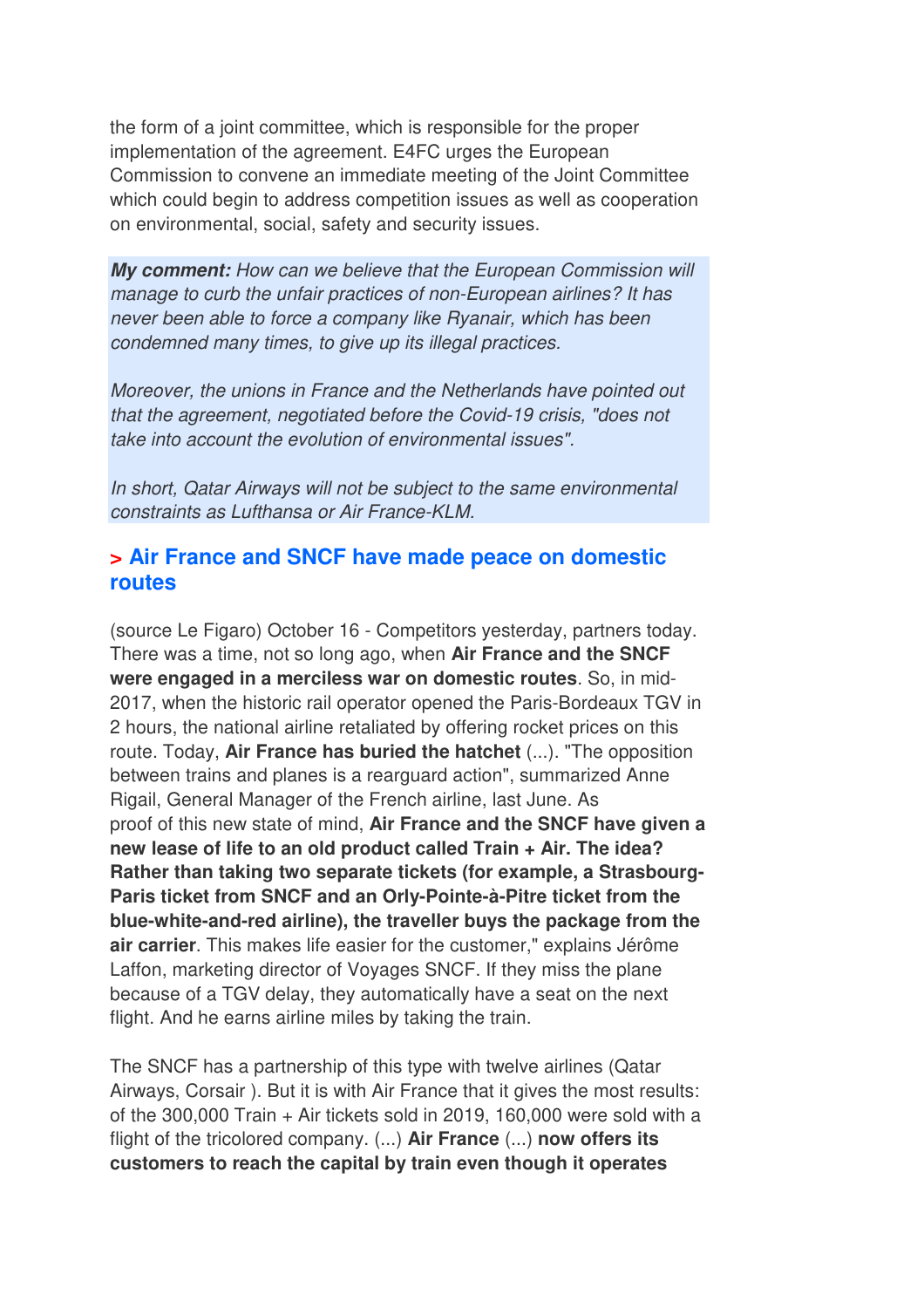the form of a joint committee, which is responsible for the proper implementation of the agreement. E4FC urges the European Commission to convene an immediate meeting of the Joint Committee which could begin to address competition issues as well as cooperation on environmental, social, safety and security issues.

***My comment:*** *How can we believe that the European Commission will manage to curb the unfair practices of non-European airlines? It has never been able to force a company like Ryanair, which has been condemned many times, to give up its illegal practices.*

*Moreover, the unions in France and the Netherlands have pointed out that the agreement, negotiated before the Covid-19 crisis, "does not take into account the evolution of environmental issues".*

*In short, Qatar Airways will not be subject to the same environmental constraints as Lufthansa or Air France-KLM.*

## > Air France and SNCF have made peace on domestic routes

(source Le Figaro) October 16 - Competitors yesterday, partners today. There was a time, not so long ago, when **Air France and the SNCF were engaged in a merciless war on domestic routes**. So, in mid-2017, when the historic rail operator opened the Paris-Bordeaux TGV in 2 hours, the national airline retaliated by offering rocket prices on this route. Today, **Air France has buried the hatchet** (...). "The opposition between trains and planes is a rearguard action", summarized Anne Rigail, General Manager of the French airline, last June. As proof of this new state of mind, **Air France and the SNCF have given a new lease of life to an old product called Train + Air. The idea? Rather than taking two separate tickets (for example, a Strasbourg-Paris ticket from SNCF and an Orly-Pointe-à-Pitre ticket from the blue-white-and-red airline), the traveller buys the package from the air carrier**. This makes life easier for the customer," explains Jérôme Laffon, marketing director of Voyages SNCF. If they miss the plane because of a TGV delay, they automatically have a seat on the next flight. And he earns airline miles by taking the train.

The SNCF has a partnership of this type with twelve airlines (Qatar Airways, Corsair ). But it is with Air France that it gives the most results: of the 300,000 Train + Air tickets sold in 2019, 160,000 were sold with a flight of the tricolored company. (...) **Air France** (...) **now offers its customers to reach the capital by train even though it operates**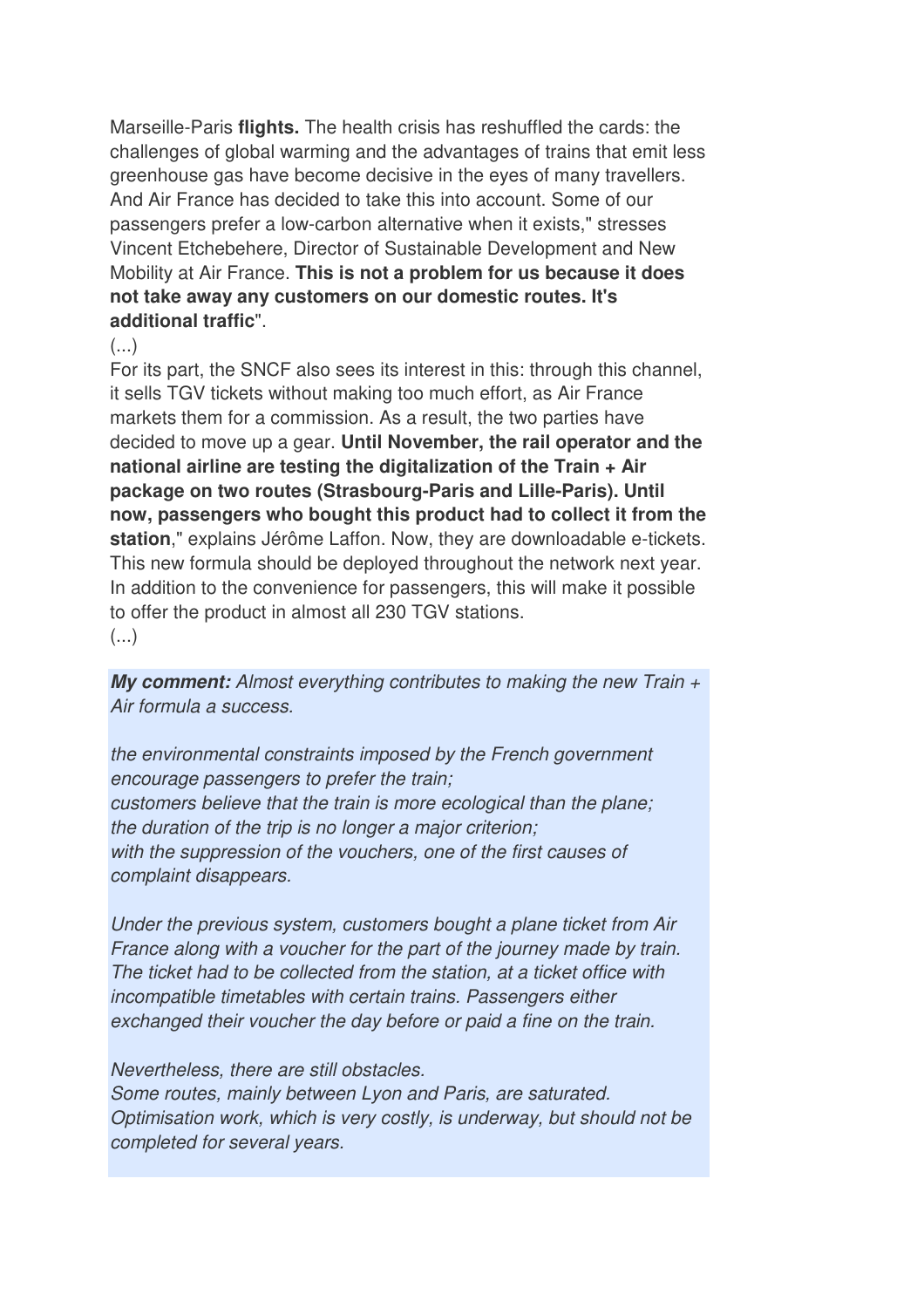Marseille-Paris **flights.** The health crisis has reshuffled the cards: the challenges of global warming and the advantages of trains that emit less greenhouse gas have become decisive in the eyes of many travellers. And Air France has decided to take this into account. Some of our passengers prefer a low-carbon alternative when it exists," stresses Vincent Etchebehere, Director of Sustainable Development and New Mobility at Air France. **This is not a problem for us because it does not take away any customers on our domestic routes. It's additional traffic**".

(...)

For its part, the SNCF also sees its interest in this: through this channel, it sells TGV tickets without making too much effort, as Air France markets them for a commission. As a result, the two parties have decided to move up a gear. **Until November, the rail operator and the national airline are testing the digitalization of the Train + Air package on two routes (Strasbourg-Paris and Lille-Paris). Until now, passengers who bought this product had to collect it from the station**," explains Jérôme Laffon. Now, they are downloadable e-tickets. This new formula should be deployed throughout the network next year. In addition to the convenience for passengers, this will make it possible to offer the product in almost all 230 TGV stations.

(...)

***My comment:*** *Almost everything contributes to making the new Train + Air formula a success.*

*the environmental constraints imposed by the French government encourage passengers to prefer the train;*
*customers believe that the train is more ecological than the plane;*
*the duration of the trip is no longer a major criterion;*
*with the suppression of the vouchers, one of the first causes of complaint disappears.*

*Under the previous system, customers bought a plane ticket from Air France along with a voucher for the part of the journey made by train. The ticket had to be collected from the station, at a ticket office with incompatible timetables with certain trains. Passengers either exchanged their voucher the day before or paid a fine on the train.*

*Nevertheless, there are still obstacles.*
*Some routes, mainly between Lyon and Paris, are saturated. Optimisation work, which is very costly, is underway, but should not be completed for several years.*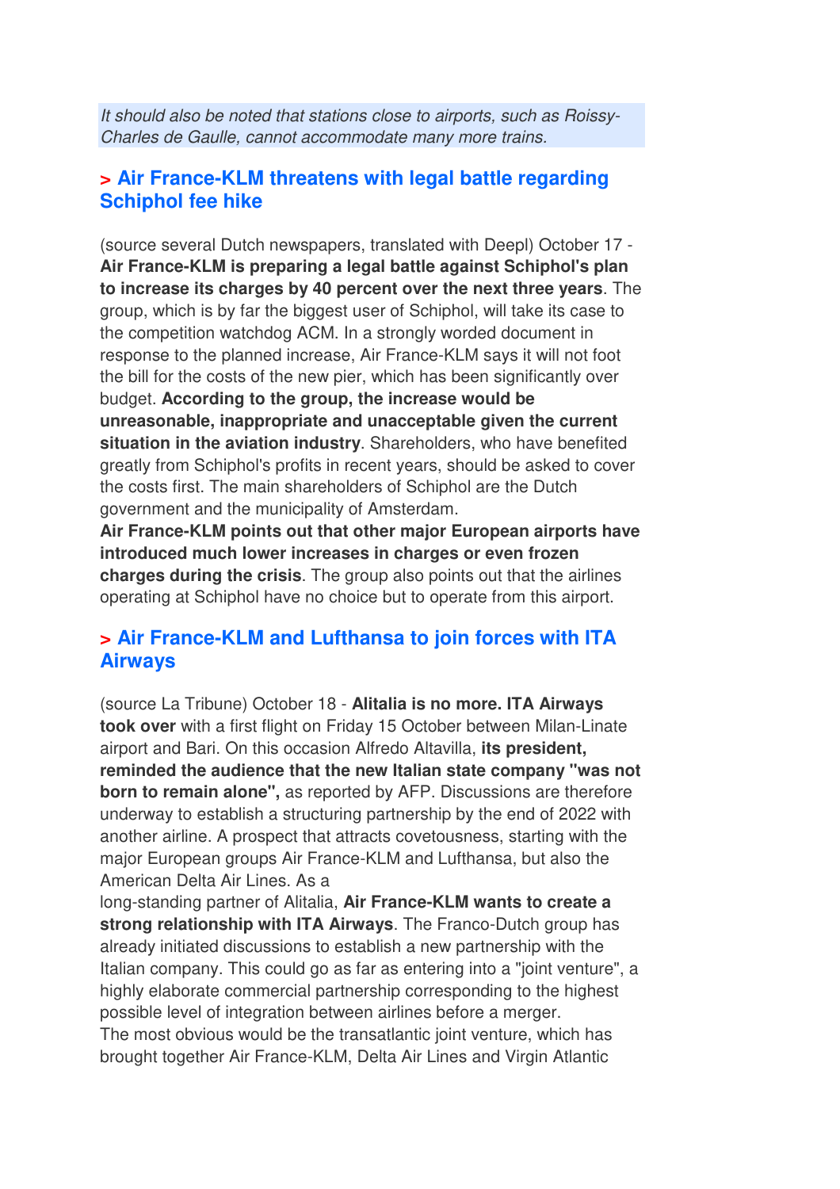*It should also be noted that stations close to airports, such as Roissy-Charles de Gaulle, cannot accommodate many more trains.*

## > Air France-KLM threatens with legal battle regarding Schiphol fee hike

(source several Dutch newspapers, translated with Deepl) October 17 - **Air France-KLM is preparing a legal battle against Schiphol's plan to increase its charges by 40 percent over the next three years**. The group, which is by far the biggest user of Schiphol, will take its case to the competition watchdog ACM. In a strongly worded document in response to the planned increase, Air France-KLM says it will not foot the bill for the costs of the new pier, which has been significantly over budget. **According to the group, the increase would be unreasonable, inappropriate and unacceptable given the current situation in the aviation industry**. Shareholders, who have benefited greatly from Schiphol's profits in recent years, should be asked to cover the costs first. The main shareholders of Schiphol are the Dutch government and the municipality of Amsterdam.
**Air France-KLM points out that other major European airports have introduced much lower increases in charges or even frozen charges during the crisis**. The group also points out that the airlines operating at Schiphol have no choice but to operate from this airport.

## > Air France-KLM and Lufthansa to join forces with ITA Airways

(source La Tribune) October 18 - **Alitalia is no more. ITA Airways took over** with a first flight on Friday 15 October between Milan-Linate airport and Bari. On this occasion Alfredo Altavilla, **its president, reminded the audience that the new Italian state company "was not born to remain alone",** as reported by AFP. Discussions are therefore underway to establish a structuring partnership by the end of 2022 with another airline. A prospect that attracts covetousness, starting with the major European groups Air France-KLM and Lufthansa, but also the American Delta Air Lines. As a long-standing partner of Alitalia, **Air France-KLM wants to create a strong relationship with ITA Airways**. The Franco-Dutch group has already initiated discussions to establish a new partnership with the Italian company. This could go as far as entering into a "joint venture", a highly elaborate commercial partnership corresponding to the highest possible level of integration between airlines before a merger.
The most obvious would be the transatlantic joint venture, which has brought together Air France-KLM, Delta Air Lines and Virgin Atlantic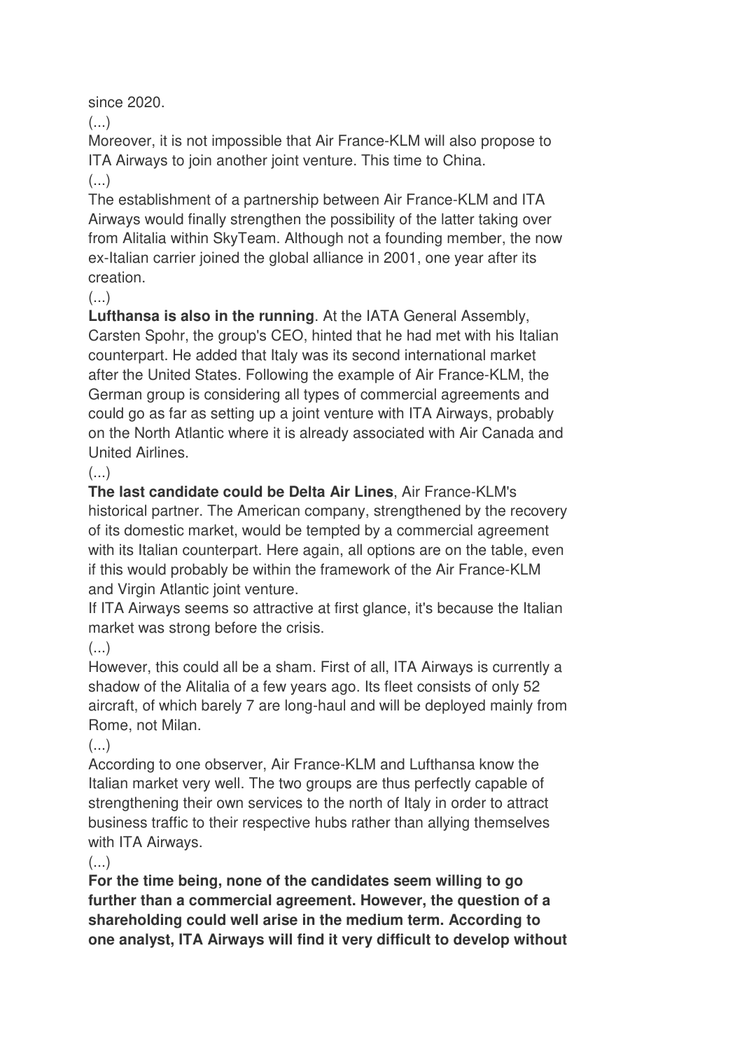since 2020.

(...)

Moreover, it is not impossible that Air France-KLM will also propose to ITA Airways to join another joint venture. This time to China.

(...)

The establishment of a partnership between Air France-KLM and ITA Airways would finally strengthen the possibility of the latter taking over from Alitalia within SkyTeam. Although not a founding member, the now ex-Italian carrier joined the global alliance in 2001, one year after its creation.

(...)

**Lufthansa is also in the running**. At the IATA General Assembly, Carsten Spohr, the group's CEO, hinted that he had met with his Italian counterpart. He added that Italy was its second international market after the United States. Following the example of Air France-KLM, the German group is considering all types of commercial agreements and could go as far as setting up a joint venture with ITA Airways, probably on the North Atlantic where it is already associated with Air Canada and United Airlines.

(...)

**The last candidate could be Delta Air Lines**, Air France-KLM's historical partner. The American company, strengthened by the recovery of its domestic market, would be tempted by a commercial agreement with its Italian counterpart. Here again, all options are on the table, even if this would probably be within the framework of the Air France-KLM and Virgin Atlantic joint venture.

If ITA Airways seems so attractive at first glance, it's because the Italian market was strong before the crisis.

(...)

However, this could all be a sham. First of all, ITA Airways is currently a shadow of the Alitalia of a few years ago. Its fleet consists of only 52 aircraft, of which barely 7 are long-haul and will be deployed mainly from Rome, not Milan.

(...)

According to one observer, Air France-KLM and Lufthansa know the Italian market very well. The two groups are thus perfectly capable of strengthening their own services to the north of Italy in order to attract business traffic to their respective hubs rather than allying themselves with ITA Airways.

(...)

**For the time being, none of the candidates seem willing to go further than a commercial agreement. However, the question of a shareholding could well arise in the medium term. According to one analyst, ITA Airways will find it very difficult to develop without**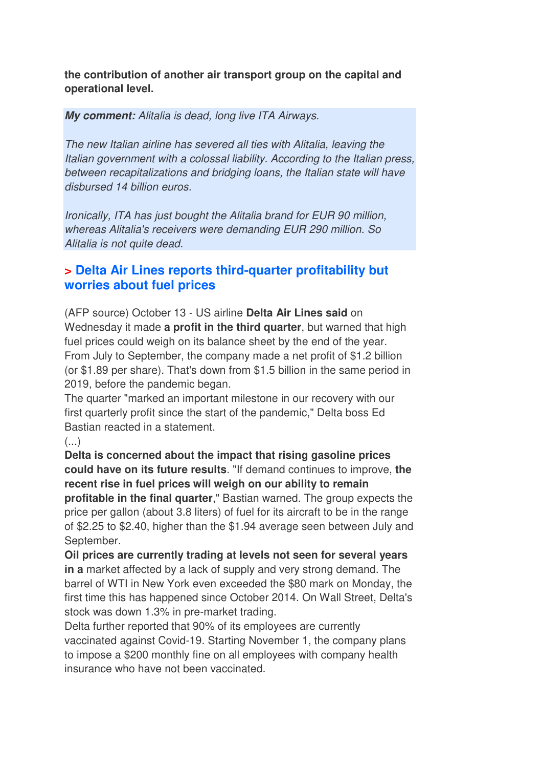**the contribution of another air transport group on the capital and operational level.**

***My comment:*** *Alitalia is dead, long live ITA Airways.*

*The new Italian airline has severed all ties with Alitalia, leaving the Italian government with a colossal liability. According to the Italian press, between recapitalizations and bridging loans, the Italian state will have disbursed 14 billion euros.*

*Ironically, ITA has just bought the Alitalia brand for EUR 90 million, whereas Alitalia's receivers were demanding EUR 290 million. So Alitalia is not quite dead.*

## > Delta Air Lines reports third-quarter profitability but worries about fuel prices

(AFP source) October 13 - US airline **Delta Air Lines said** on Wednesday it made **a profit in the third quarter**, but warned that high fuel prices could weigh on its balance sheet by the end of the year. From July to September, the company made a net profit of $1.2 billion (or $1.89 per share). That's down from $1.5 billion in the same period in 2019, before the pandemic began.
The quarter "marked an important milestone in our recovery with our first quarterly profit since the start of the pandemic," Delta boss Ed Bastian reacted in a statement.
(...)
**Delta is concerned about the impact that rising gasoline prices could have on its future results**. "If demand continues to improve, **the recent rise in fuel prices will weigh on our ability to remain profitable in the final quarter**," Bastian warned. The group expects the price per gallon (about 3.8 liters) of fuel for its aircraft to be in the range of $2.25 to $2.40, higher than the $1.94 average seen between July and September.
**Oil prices are currently trading at levels not seen for several years in a** market affected by a lack of supply and very strong demand. The barrel of WTI in New York even exceeded the $80 mark on Monday, the first time this has happened since October 2014. On Wall Street, Delta's stock was down 1.3% in pre-market trading.
Delta further reported that 90% of its employees are currently vaccinated against Covid-19. Starting November 1, the company plans to impose a $200 monthly fine on all employees with company health insurance who have not been vaccinated.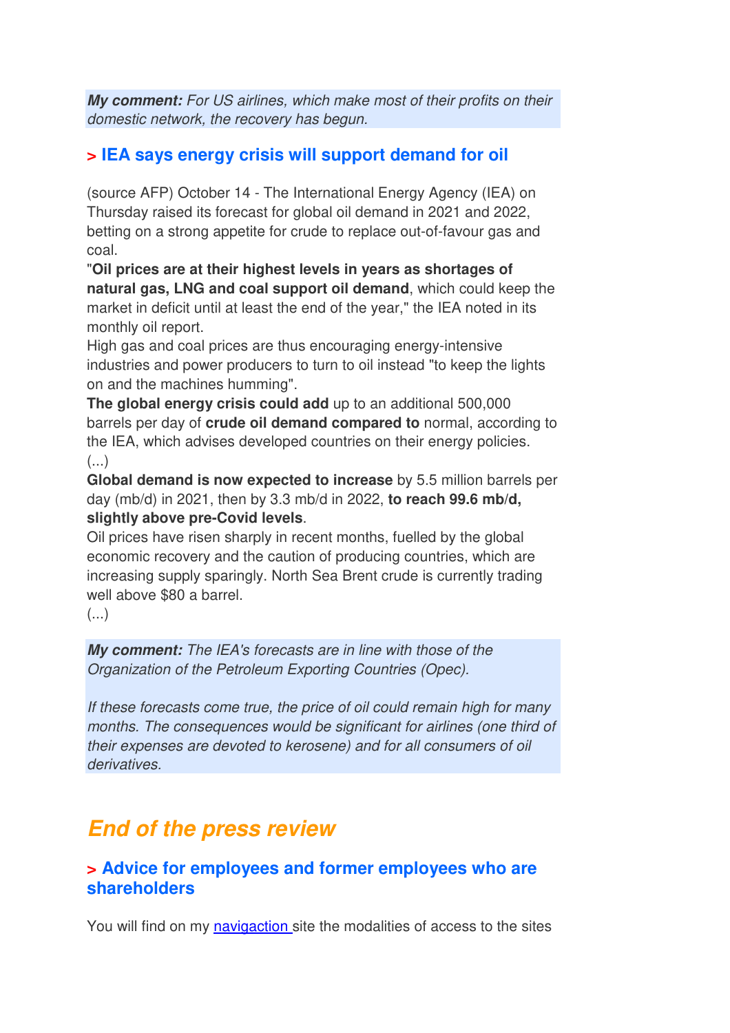***My comment:*** *For US airlines, which make most of their profits on their domestic network, the recovery has begun.*

### > IEA says energy crisis will support demand for oil

(source AFP) October 14 - The International Energy Agency (IEA) on Thursday raised its forecast for global oil demand in 2021 and 2022, betting on a strong appetite for crude to replace out-of-favour gas and coal.
"**Oil prices are at their highest levels in years as shortages of natural gas, LNG and coal support oil demand**, which could keep the market in deficit until at least the end of the year," the IEA noted in its monthly oil report.
High gas and coal prices are thus encouraging energy-intensive industries and power producers to turn to oil instead "to keep the lights on and the machines humming".
**The global energy crisis could add** up to an additional 500,000 barrels per day of **crude oil demand compared to** normal, according to the IEA, which advises developed countries on their energy policies.
(...)
**Global demand is now expected to increase** by 5.5 million barrels per day (mb/d) in 2021, then by 3.3 mb/d in 2022, **to reach 99.6 mb/d, slightly above pre-Covid levels**.
Oil prices have risen sharply in recent months, fuelled by the global economic recovery and the caution of producing countries, which are increasing supply sparingly. North Sea Brent crude is currently trading well above $80 a barrel.
(...)

***My comment:*** *The IEA's forecasts are in line with those of the Organization of the Petroleum Exporting Countries (Opec).*

*If these forecasts come true, the price of oil could remain high for many months. The consequences would be significant for airlines (one third of their expenses are devoted to kerosene) and for all consumers of oil derivatives.*

## *End of the press review*

### > Advice for employees and former employees who are shareholders

You will find on my navigaction site the modalities of access to the sites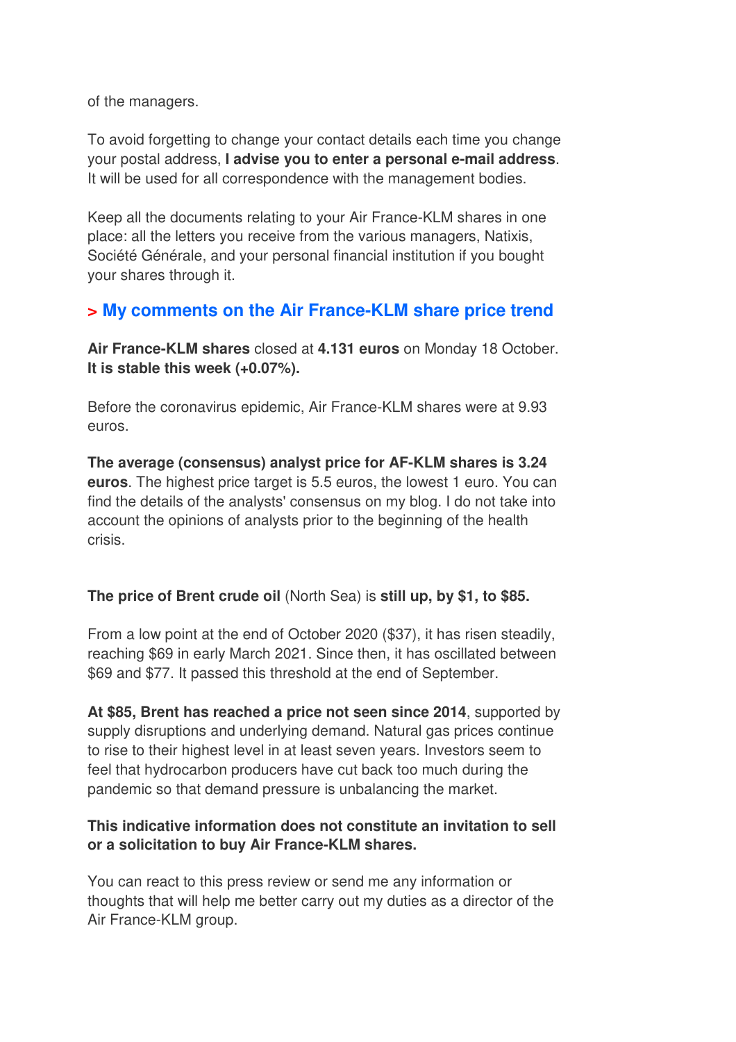of the managers.

To avoid forgetting to change your contact details each time you change your postal address, **I advise you to enter a personal e-mail address**. It will be used for all correspondence with the management bodies.

Keep all the documents relating to your Air France-KLM shares in one place: all the letters you receive from the various managers, Natixis, Société Générale, and your personal financial institution if you bought your shares through it.

## > My comments on the Air France-KLM share price trend

**Air France-KLM shares** closed at **4.131 euros** on Monday 18 October. **It is stable this week (+0.07%).**

Before the coronavirus epidemic, Air France-KLM shares were at 9.93 euros.

**The average (consensus) analyst price for AF-KLM shares is 3.24 euros**. The highest price target is 5.5 euros, the lowest 1 euro. You can find the details of the analysts' consensus on my blog. I do not take into account the opinions of analysts prior to the beginning of the health crisis.

**The price of Brent crude oil** (North Sea) is **still up, by $1, to $85.**

From a low point at the end of October 2020 ($37), it has risen steadily, reaching $69 in early March 2021. Since then, it has oscillated between $69 and $77. It passed this threshold at the end of September.

**At $85, Brent has reached a price not seen since 2014**, supported by supply disruptions and underlying demand. Natural gas prices continue to rise to their highest level in at least seven years. Investors seem to feel that hydrocarbon producers have cut back too much during the pandemic so that demand pressure is unbalancing the market.

**This indicative information does not constitute an invitation to sell or a solicitation to buy Air France-KLM shares.**

You can react to this press review or send me any information or thoughts that will help me better carry out my duties as a director of the Air France-KLM group.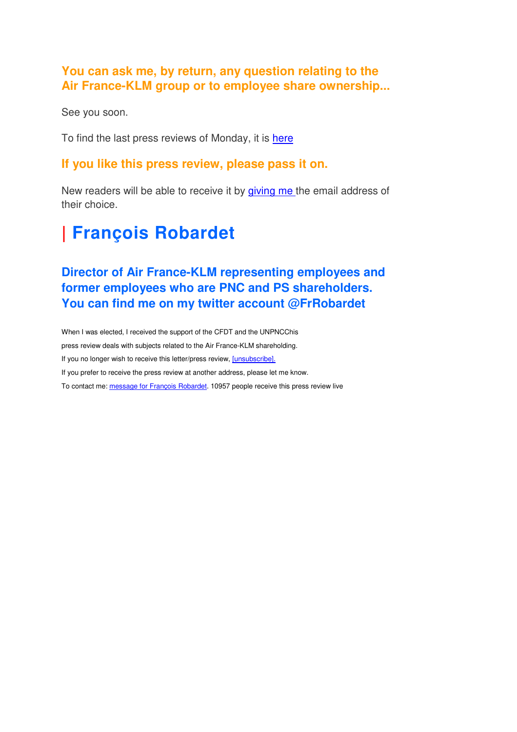### You can ask me, by return, any question relating to the Air France-KLM group or to employee share ownership...

See you soon.

To find the last press reviews of Monday, it is here

### If you like this press review, please pass it on.

New readers will be able to receive it by giving me the email address of their choice.

# | François Robardet

### Director of Air France-KLM representing employees and former employees who are PNC and PS shareholders. You can find me on my twitter account @FrRobardet

When I was elected, I received the support of the CFDT and the UNPNCChis

press review deals with subjects related to the Air France-KLM shareholding.

If you no longer wish to receive this letter/press review, [unsubscribe].

If you prefer to receive the press review at another address, please let me know.

To contact me: message for François Robardet. 10957 people receive this press review live